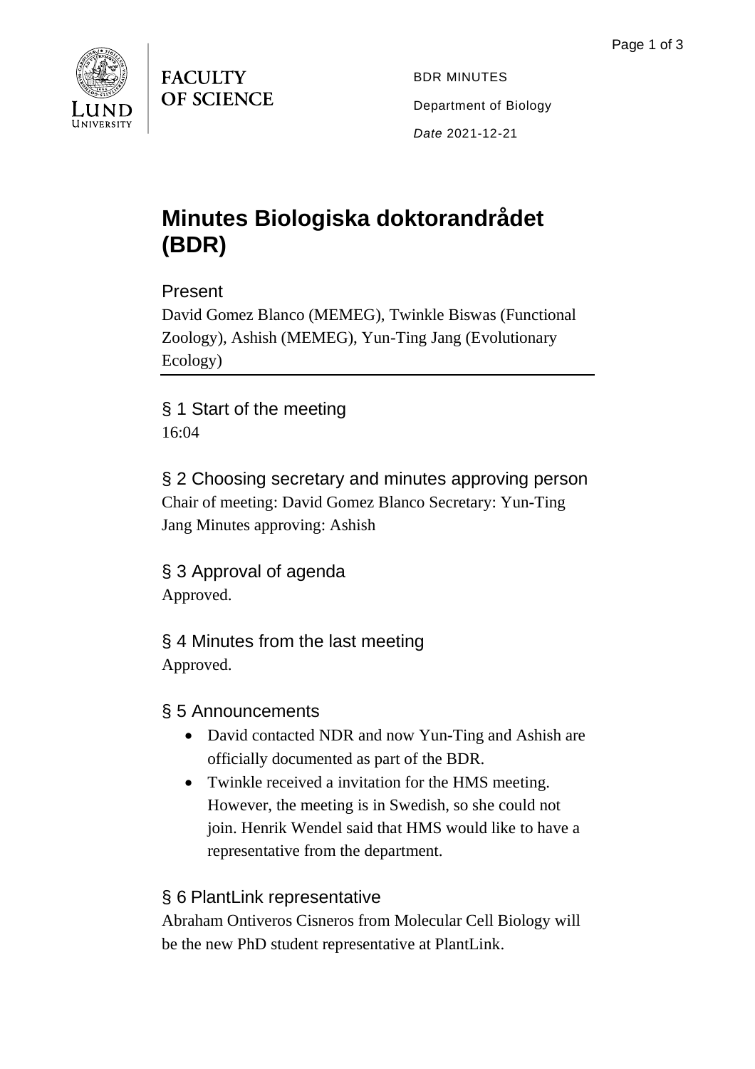FACULTY OF SCIENCE

BDR MINUTES

Department of Biology

*Date* 2021-12-21

# Minutes Biologiska doktorandrådet (BDR)

## Present

David Gomez Blanco (MEMEG), Twinkle Biswas (Functional Zoology), Ashish (MEMEG), Yun-Ting Jang (Evolutionary Ecology)

---

## § 1 Start of the meeting

16:04

## § 2 Choosing secretary and minutes approving person

Chair of meeting: David Gomez Blanco Secretary: Yun-Ting Jang Minutes approving: Ashish

## § 3 Approval of agenda

Approved.

## § 4 Minutes from the last meeting

Approved.

## § 5 Announcements

- David contacted NDR and now Yun-Ting and Ashish are officially documented as part of the BDR.
- Twinkle received a invitation for the HMS meeting. However, the meeting is in Swedish, so she could not join. Henrik Wendel said that HMS would like to have a representative from the department.

## § 6 PlantLink representative

Abraham Ontiveros Cisneros from Molecular Cell Biology will be the new PhD student representative at PlantLink.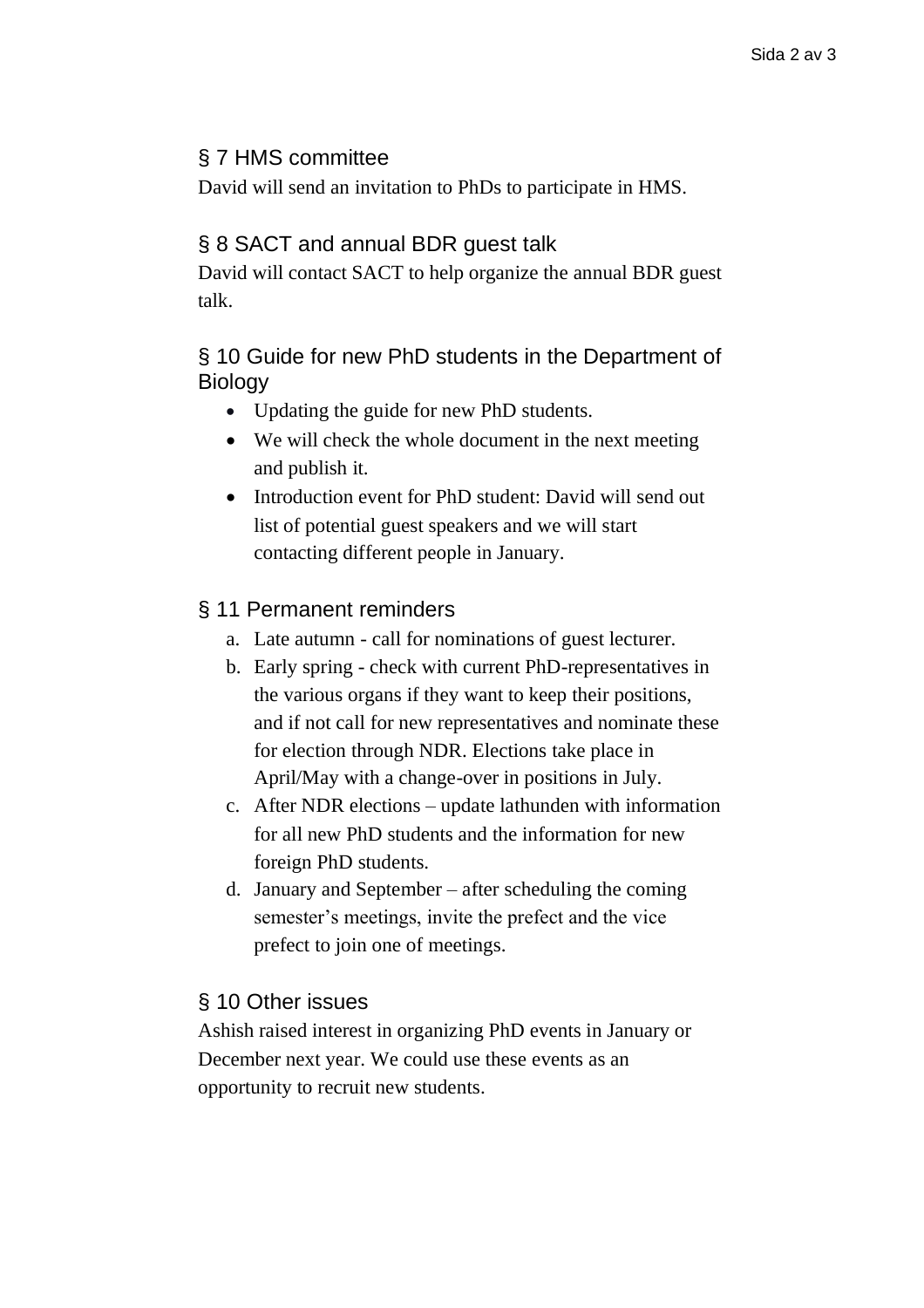## § 7 HMS committee

David will send an invitation to PhDs to participate in HMS.

## § 8 SACT and annual BDR guest talk

David will contact SACT to help organize the annual BDR guest talk.

## § 10 Guide for new PhD students in the Department of Biology

- Updating the guide for new PhD students.
- We will check the whole document in the next meeting and publish it.
- Introduction event for PhD student: David will send out list of potential guest speakers and we will start contacting different people in January.

## § 11 Permanent reminders

a. Late autumn - call for nominations of guest lecturer.
b. Early spring - check with current PhD-representatives in the various organs if they want to keep their positions, and if not call for new representatives and nominate these for election through NDR. Elections take place in April/May with a change-over in positions in July.
c. After NDR elections – update lathunden with information for all new PhD students and the information for new foreign PhD students.
d. January and September – after scheduling the coming semester's meetings, invite the prefect and the vice prefect to join one of meetings.

## § 10 Other issues

Ashish raised interest in organizing PhD events in January or December next year. We could use these events as an opportunity to recruit new students.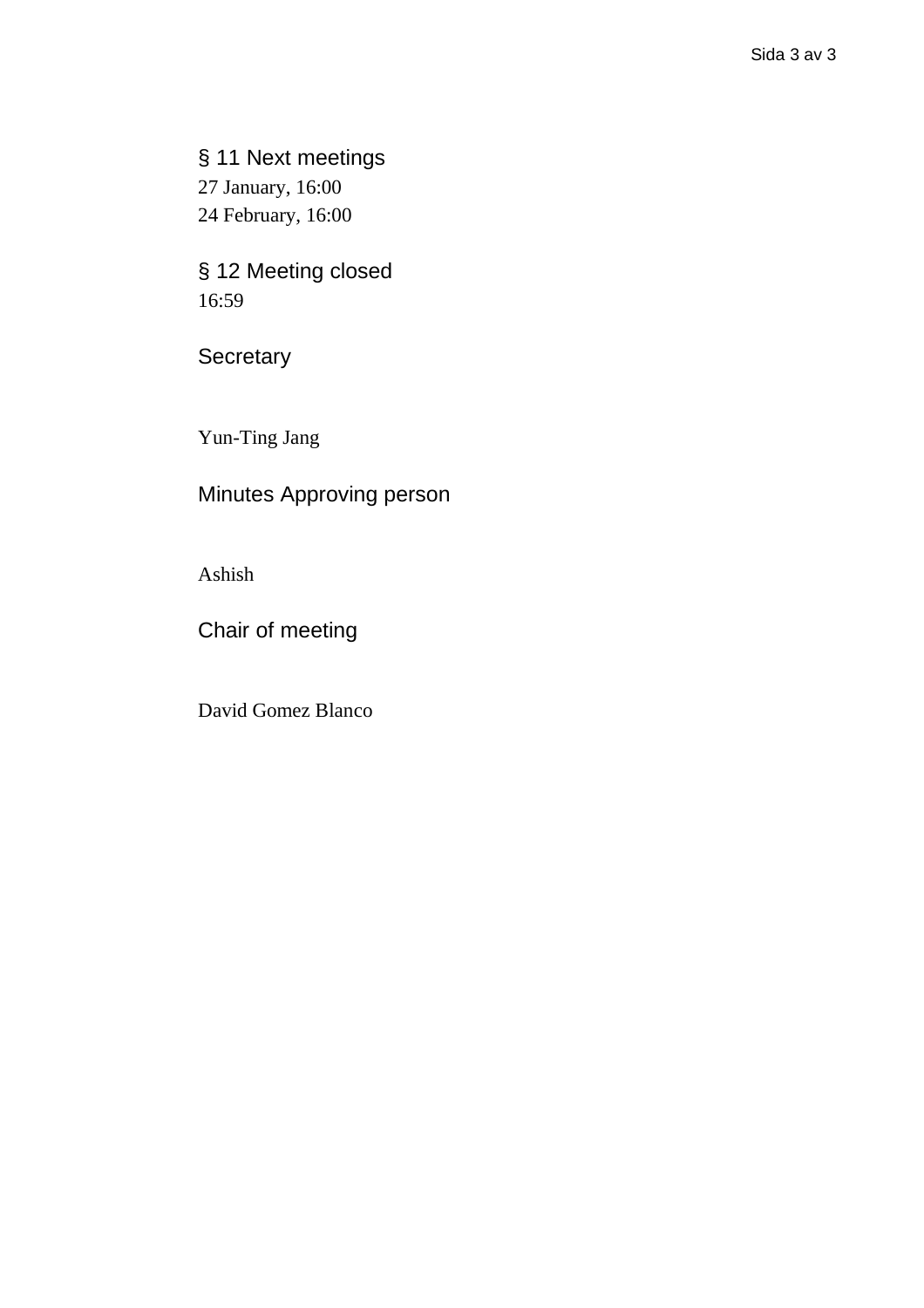## § 11 Next meetings

27 January, 16:00
24 February, 16:00

## § 12 Meeting closed

16:59

## Secretary

Yun-Ting Jang

## Minutes Approving person

Ashish

## Chair of meeting

David Gomez Blanco